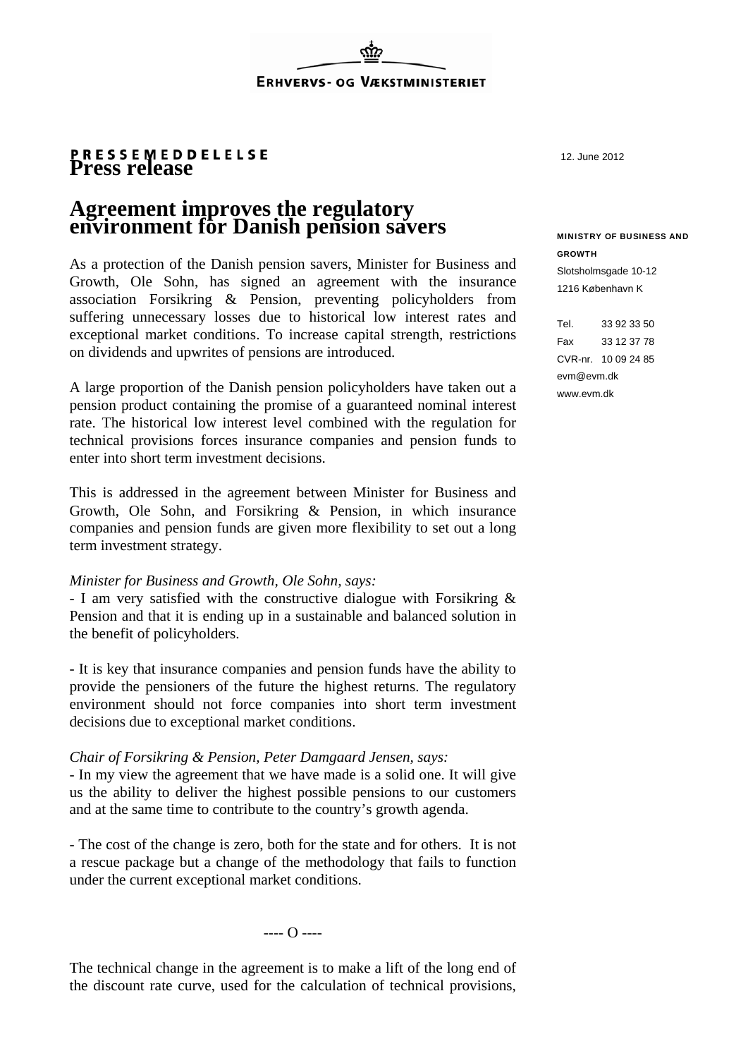ERHVERVS- OG VÆKSTMINISTERIET

PRESSEMEDDELELSE

# Press release

12. June 2012

**MINISTRY OF BUSINESS AND GROWTH**
Slotsholmsgade 10-12
1216 København K

Tel. 33 92 33 50
Fax 33 12 37 78
CVR-nr. 10 09 24 85
evm@evm.dk
www.evm.dk

## Agreement improves the regulatory environment for Danish pension savers

As a protection of the Danish pension savers, Minister for Business and Growth, Ole Sohn, has signed an agreement with the insurance association Forsikring & Pension, preventing policyholders from suffering unnecessary losses due to historical low interest rates and exceptional market conditions. To increase capital strength, restrictions on dividends and upwrites of pensions are introduced.

A large proportion of the Danish pension policyholders have taken out a pension product containing the promise of a guaranteed nominal interest rate. The historical low interest level combined with the regulation for technical provisions forces insurance companies and pension funds to enter into short term investment decisions.

This is addressed in the agreement between Minister for Business and Growth, Ole Sohn, and Forsikring & Pension, in which insurance companies and pension funds are given more flexibility to set out a long term investment strategy.

*Minister for Business and Growth, Ole Sohn, says:*
- I am very satisfied with the constructive dialogue with Forsikring & Pension and that it is ending up in a sustainable and balanced solution in the benefit of policyholders.

- It is key that insurance companies and pension funds have the ability to provide the pensioners of the future the highest returns. The regulatory environment should not force companies into short term investment decisions due to exceptional market conditions.

*Chair of Forsikring & Pension, Peter Damgaard Jensen, says:*
- In my view the agreement that we have made is a solid one. It will give us the ability to deliver the highest possible pensions to our customers and at the same time to contribute to the country's growth agenda.

- The cost of the change is zero, both for the state and for others. It is not a rescue package but a change of the methodology that fails to function under the current exceptional market conditions.

---- O ----

The technical change in the agreement is to make a lift of the long end of the discount rate curve, used for the calculation of technical provisions,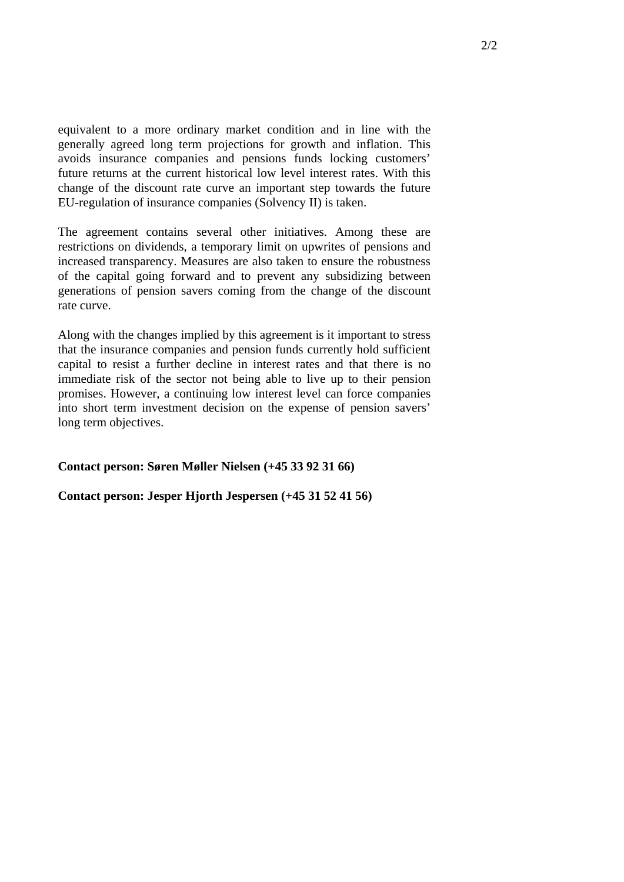equivalent to a more ordinary market condition and in line with the generally agreed long term projections for growth and inflation. This avoids insurance companies and pensions funds locking customers' future returns at the current historical low level interest rates. With this change of the discount rate curve an important step towards the future EU-regulation of insurance companies (Solvency II) is taken.

The agreement contains several other initiatives. Among these are restrictions on dividends, a temporary limit on upwrites of pensions and increased transparency. Measures are also taken to ensure the robustness of the capital going forward and to prevent any subsidizing between generations of pension savers coming from the change of the discount rate curve.

Along with the changes implied by this agreement is it important to stress that the insurance companies and pension funds currently hold sufficient capital to resist a further decline in interest rates and that there is no immediate risk of the sector not being able to live up to their pension promises. However, a continuing low interest level can force companies into short term investment decision on the expense of pension savers' long term objectives.

**Contact person: Søren Møller Nielsen (+45 33 92 31 66)**

**Contact person: Jesper Hjorth Jespersen (+45 31 52 41 56)**